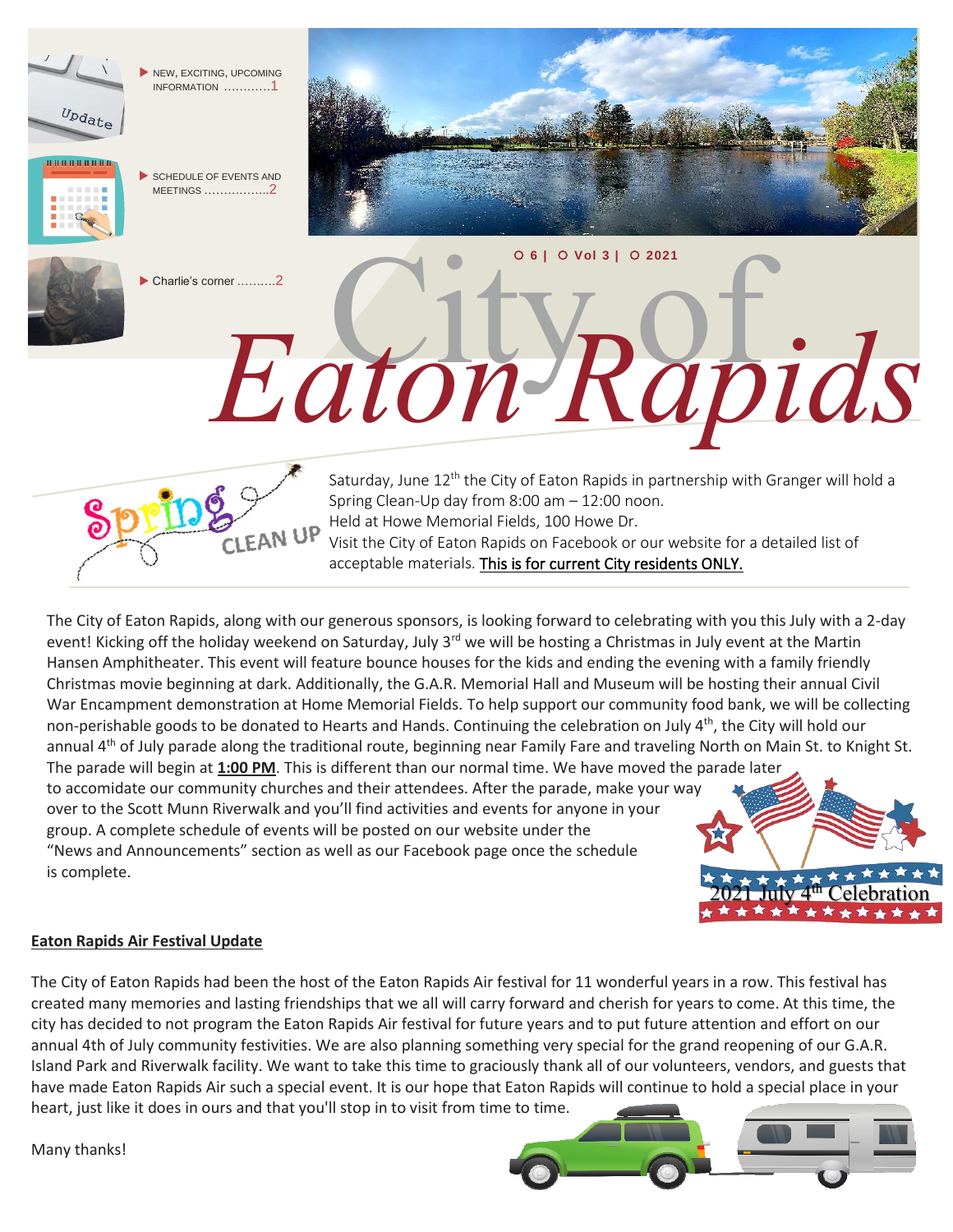- NEW, EXCITING, UPCOMING INFORMATION ............1
- SCHEDULE OF EVENTS AND MEETINGS ................2
- Charlie's corner ..........2

○ 6 | ○ Vol 3 | ○ 2021

# City of Eaton Rapids

## Spring Clean Up

Saturday, June 12th the City of Eaton Rapids in partnership with Granger will hold a Spring Clean-Up day from 8:00 am – 12:00 noon.
Held at Howe Memorial Fields, 100 Howe Dr.
Visit the City of Eaton Rapids on Facebook or our website for a detailed list of acceptable materials. <u>This is for current City residents ONLY.</u>

The City of Eaton Rapids, along with our generous sponsors, is looking forward to celebrating with you this July with a 2-day event! Kicking off the holiday weekend on Saturday, July 3rd we will be hosting a Christmas in July event at the Martin Hansen Amphitheater. This event will feature bounce houses for the kids and ending the evening with a family friendly Christmas movie beginning at dark. Additionally, the G.A.R. Memorial Hall and Museum will be hosting their annual Civil War Encampment demonstration at Home Memorial Fields. To help support our community food bank, we will be collecting non-perishable goods to be donated to Hearts and Hands. Continuing the celebration on July 4th, the City will hold our annual 4th of July parade along the traditional route, beginning near Family Fare and traveling North on Main St. to Knight St. The parade will begin at **<u>1:00 PM</u>**. This is different than our normal time. We have moved the parade later to accomidate our community churches and their attendees. After the parade, make your way over to the Scott Munn Riverwalk and you'll find activities and events for anyone in your group. A complete schedule of events will be posted on our website under the "News and Announcements" section as well as our Facebook page once the schedule is complete.

2021 July 4th Celebration

**<u>Eaton Rapids Air Festival Update</u>**

The City of Eaton Rapids had been the host of the Eaton Rapids Air festival for 11 wonderful years in a row. This festival has created many memories and lasting friendships that we all will carry forward and cherish for years to come. At this time, the city has decided to not program the Eaton Rapids Air festival for future years and to put future attention and effort on our annual 4th of July community festivities. We are also planning something very special for the grand reopening of our G.A.R. Island Park and Riverwalk facility. We want to take this time to graciously thank all of our volunteers, vendors, and guests that have made Eaton Rapids Air such a special event. It is our hope that Eaton Rapids will continue to hold a special place in your heart, just like it does in ours and that you'll stop in to visit from time to time.

Many thanks!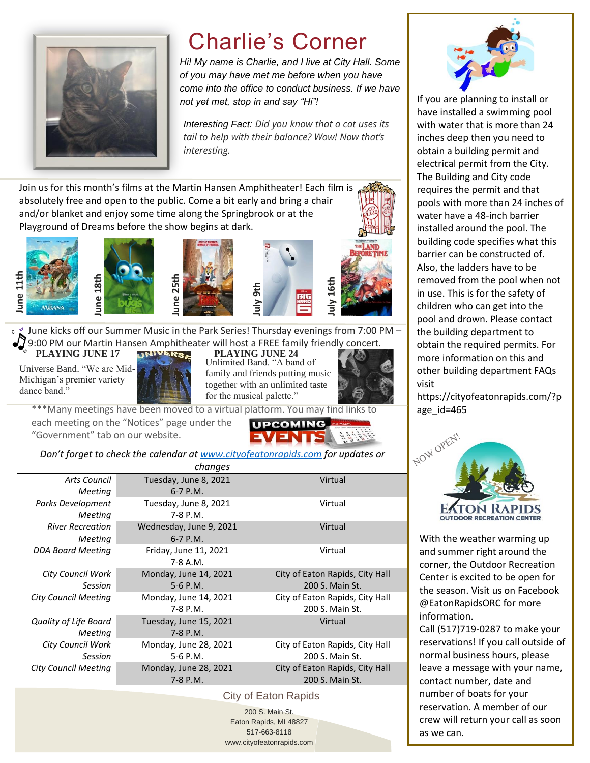# Charlie's Corner

*Hi! My name is Charlie, and I live at City Hall. Some of you may have met me before when you have come into the office to conduct business. If we have not yet met, stop in and say "Hi"!*

*Interesting Fact: Did you know that a cat uses its tail to help with their balance? Wow! Now that's interesting.*

Join us for this month's films at the Martin Hansen Amphitheater! Each film is absolutely free and open to the public. Come a bit early and bring a chair and/or blanket and enjoy some time along the Springbrook or at the Playground of Dreams before the show begins at dark.

June 11th — June 18th — June 25th — July 9th — July 16th

June kicks off our Summer Music in the Park Series! Thursday evenings from 7:00 PM – 9:00 PM our Martin Hansen Amphitheater will host a FREE family friendly concert.

**PLAYING JUNE 17**

Universe Band. "We are Mid-Michigan's premier variety dance band."

**PLAYING JUNE 24**

Unlimited Band. "A band of family and friends putting music together with an unlimited taste for the musical palette."

***Many meetings have been moved to a virtual platform. You may find links to each meeting on the "Notices" page under the "Government" tab on our website.

*Don't forget to check the calendar at www.cityofeatonrapids.com for updates or changes*

| | | |
|---|---|---|
| *Arts Council Meeting* | Tuesday, June 8, 2021 6-7 P.M. | Virtual |
| *Parks Development Meeting* | Tuesday, June 8, 2021 7-8 P.M. | Virtual |
| *River Recreation Meeting* | Wednesday, June 9, 2021 6-7 P.M. | Virtual |
| *DDA Board Meeting* | Friday, June 11, 2021 7-8 A.M. | Virtual |
| *City Council Work Session* | Monday, June 14, 2021 5-6 P.M. | City of Eaton Rapids, City Hall 200 S. Main St. |
| *City Council Meeting* | Monday, June 14, 2021 7-8 P.M. | City of Eaton Rapids, City Hall 200 S. Main St. |
| *Quality of Life Board Meeting* | Tuesday, June 15, 2021 7-8 P.M. | Virtual |
| *City Council Work Session* | Monday, June 28, 2021 5-6 P.M. | City of Eaton Rapids, City Hall 200 S. Main St. |
| *City Council Meeting* | Monday, June 28, 2021 7-8 P.M. | City of Eaton Rapids, City Hall 200 S. Main St. |

City of Eaton Rapids
200 S. Main St.
Eaton Rapids, MI 48827
517-663-8118
www.cityofeatonrapids.com

If you are planning to install or have installed a swimming pool with water that is more than 24 inches deep then you need to obtain a building permit and electrical permit from the City. The Building and City code requires the permit and that pools with more than 24 inches of water have a 48-inch barrier installed around the pool. The building code specifies what this barrier can be constructed of. Also, the ladders have to be removed from the pool when not in use. This is for the safety of children who can get into the pool and drown. Please contact the building department to obtain the required permits. For more information on this and other building department FAQs visit https://cityofeatonrapids.com/?page_id=465

NOW OPEN!

EATON RAPIDS OUTDOOR RECREATION CENTER

With the weather warming up and summer right around the corner, the Outdoor Recreation Center is excited to be open for the season. Visit us on Facebook @EatonRapidsORC for more information.

Call (517)719-0287 to make your reservations! If you call outside of normal business hours, please leave a message with your name, contact number, date and number of boats for your reservation. A member of our crew will return your call as soon as we can.